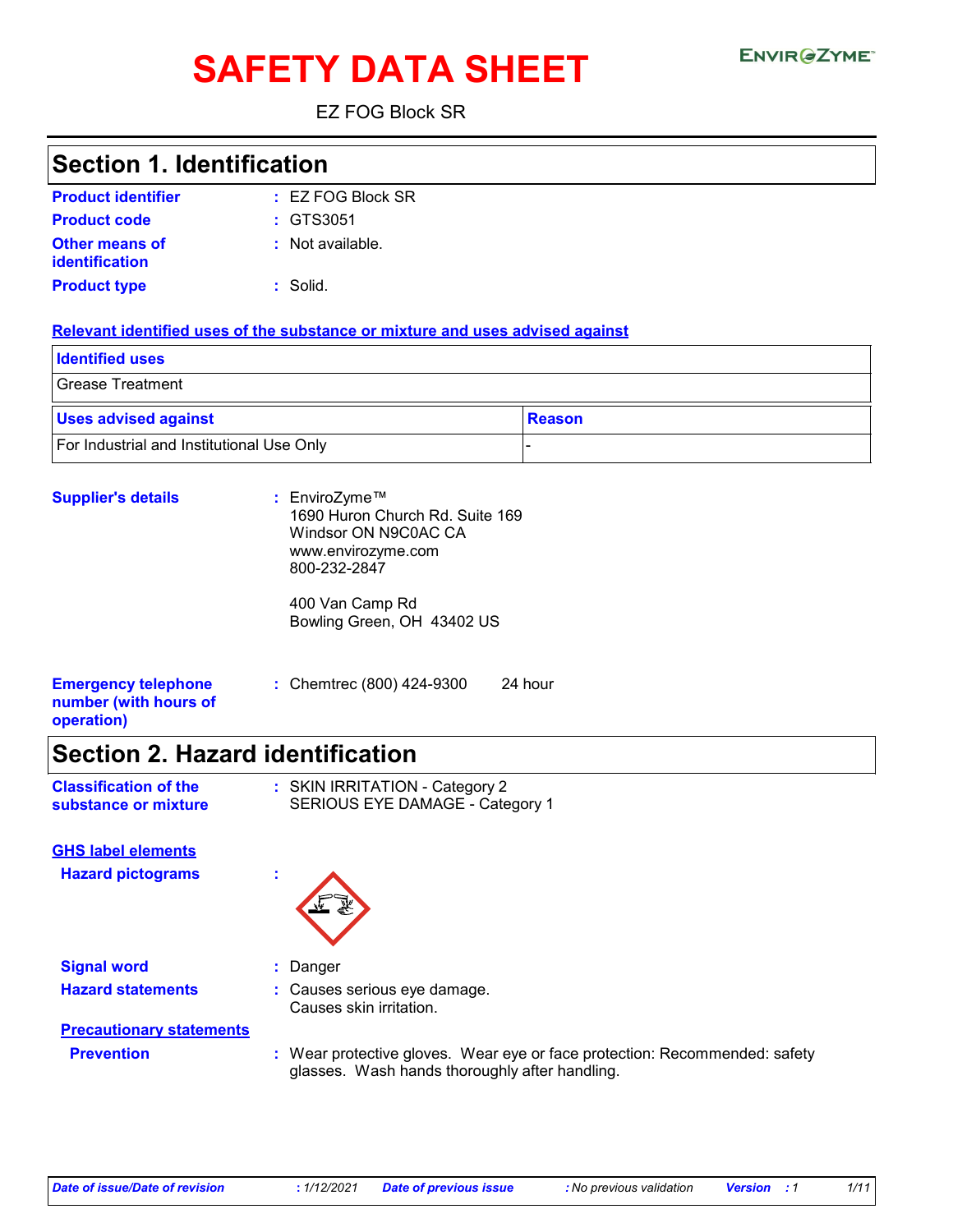# SAFETY DATA SHEET

EnvirOZyme™

EZ FOG Block SR

## Section 1. Identification

**Product identifier** : EZ FOG Block SR

**Product code** : GTS3051

**Other means of identification** : Not available.

**Product type** : Solid.

**Relevant identified uses of the substance or mixture and uses advised against**

| Identified uses |
| --- |
| Grease Treatment |

| Uses advised against | Reason |
| --- | --- |
| For Industrial and Institutional Use Only | - |

**Supplier's details** : EnviroZyme™
1690 Huron Church Rd. Suite 169
Windsor ON N9C0AC CA
www.envirozyme.com
800-232-2847

400 Van Camp Rd
Bowling Green, OH 43402 US

**Emergency telephone number (with hours of operation)** : Chemtrec (800) 424-9300 24 hour

## Section 2. Hazard identification

**Classification of the substance or mixture** : SKIN IRRITATION - Category 2
SERIOUS EYE DAMAGE - Category 1

**GHS label elements**

**Hazard pictograms** :

**Signal word** : Danger

**Hazard statements** : Causes serious eye damage.
Causes skin irritation.

**Precautionary statements**

**Prevention** : Wear protective gloves. Wear eye or face protection: Recommended: safety glasses. Wash hands thoroughly after handling.

*Date of issue/Date of revision* : 1/12/2021 *Date of previous issue* : No previous validation *Version* : 1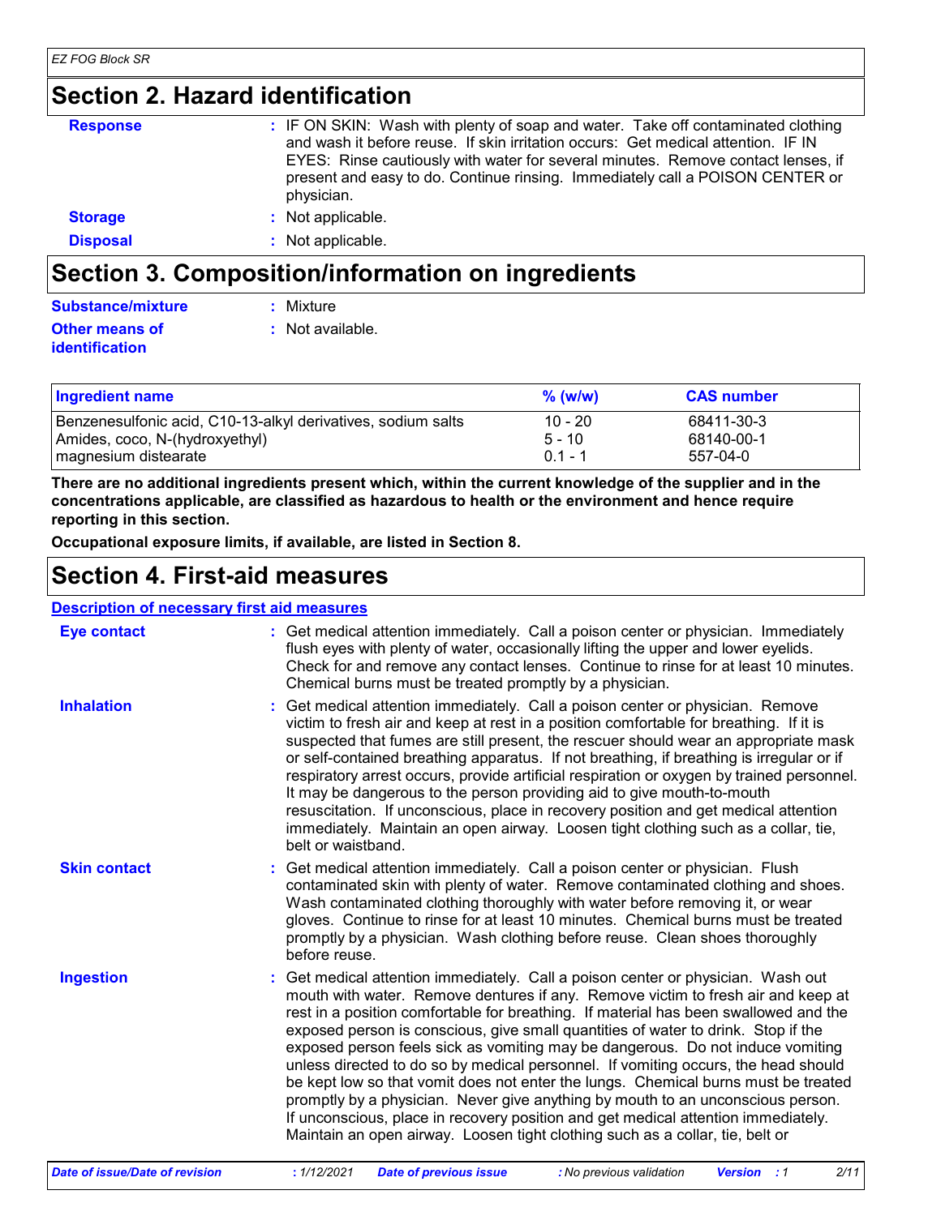## Section 2. Hazard identification

**Response** : IF ON SKIN: Wash with plenty of soap and water. Take off contaminated clothing and wash it before reuse. If skin irritation occurs: Get medical attention. IF IN EYES: Rinse cautiously with water for several minutes. Remove contact lenses, if present and easy to do. Continue rinsing. Immediately call a POISON CENTER or physician.

**Storage** : Not applicable.

**Disposal** : Not applicable.

## Section 3. Composition/information on ingredients

**Substance/mixture** : Mixture

**Other means of identification** : Not available.

| Ingredient name | % (w/w) | CAS number |
|---|---|---|
| Benzenesulfonic acid, C10-13-alkyl derivatives, sodium salts | 10 - 20 | 68411-30-3 |
| Amides, coco, N-(hydroxyethyl) | 5 - 10 | 68140-00-1 |
| magnesium distearate | 0.1 - 1 | 557-04-0 |

**There are no additional ingredients present which, within the current knowledge of the supplier and in the concentrations applicable, are classified as hazardous to health or the environment and hence require reporting in this section.**

**Occupational exposure limits, if available, are listed in Section 8.**

## Section 4. First-aid measures

### Description of necessary first aid measures

**Eye contact** : Get medical attention immediately. Call a poison center or physician. Immediately flush eyes with plenty of water, occasionally lifting the upper and lower eyelids. Check for and remove any contact lenses. Continue to rinse for at least 10 minutes. Chemical burns must be treated promptly by a physician.

**Inhalation** : Get medical attention immediately. Call a poison center or physician. Remove victim to fresh air and keep at rest in a position comfortable for breathing. If it is suspected that fumes are still present, the rescuer should wear an appropriate mask or self-contained breathing apparatus. If not breathing, if breathing is irregular or if respiratory arrest occurs, provide artificial respiration or oxygen by trained personnel. It may be dangerous to the person providing aid to give mouth-to-mouth resuscitation. If unconscious, place in recovery position and get medical attention immediately. Maintain an open airway. Loosen tight clothing such as a collar, tie, belt or waistband.

**Skin contact** : Get medical attention immediately. Call a poison center or physician. Flush contaminated skin with plenty of water. Remove contaminated clothing and shoes. Wash contaminated clothing thoroughly with water before removing it, or wear gloves. Continue to rinse for at least 10 minutes. Chemical burns must be treated promptly by a physician. Wash clothing before reuse. Clean shoes thoroughly before reuse.

**Ingestion** : Get medical attention immediately. Call a poison center or physician. Wash out mouth with water. Remove dentures if any. Remove victim to fresh air and keep at rest in a position comfortable for breathing. If material has been swallowed and the exposed person is conscious, give small quantities of water to drink. Stop if the exposed person feels sick as vomiting may be dangerous. Do not induce vomiting unless directed to do so by medical personnel. If vomiting occurs, the head should be kept low so that vomit does not enter the lungs. Chemical burns must be treated promptly by a physician. Never give anything by mouth to an unconscious person. If unconscious, place in recovery position and get medical attention immediately. Maintain an open airway. Loosen tight clothing such as a collar, tie, belt or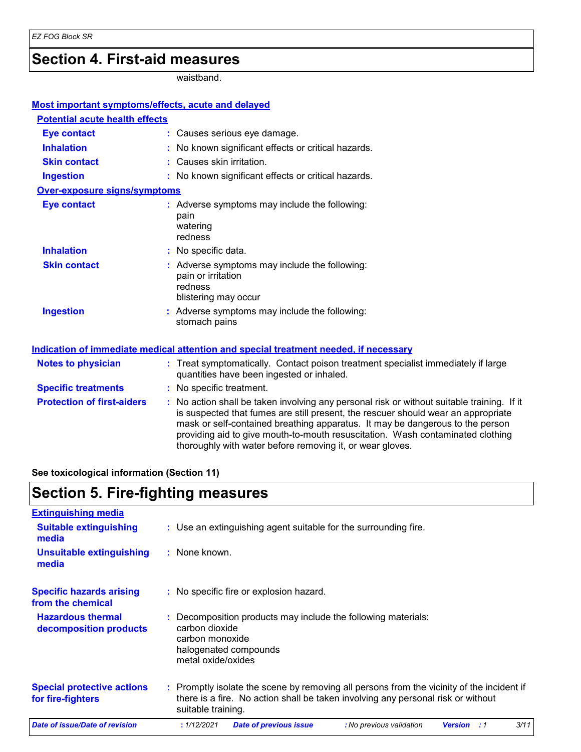## Section 4. First-aid measures

waistband.

### Most important symptoms/effects, acute and delayed

#### Potential acute health effects

| | |
|---|---|
| **Eye contact** | : Causes serious eye damage. |
| **Inhalation** | : No known significant effects or critical hazards. |
| **Skin contact** | : Causes skin irritation. |
| **Ingestion** | : No known significant effects or critical hazards. |

#### Over-exposure signs/symptoms

| | |
|---|---|
| **Eye contact** | : Adverse symptoms may include the following:<br>pain<br>watering<br>redness |
| **Inhalation** | : No specific data. |
| **Skin contact** | : Adverse symptoms may include the following:<br>pain or irritation<br>redness<br>blistering may occur |
| **Ingestion** | : Adverse symptoms may include the following:<br>stomach pains |

### Indication of immediate medical attention and special treatment needed, if necessary

| | |
|---|---|
| **Notes to physician** | : Treat symptomatically. Contact poison treatment specialist immediately if large quantities have been ingested or inhaled. |
| **Specific treatments** | : No specific treatment. |
| **Protection of first-aiders** | : No action shall be taken involving any personal risk or without suitable training. If it is suspected that fumes are still present, the rescuer should wear an appropriate mask or self-contained breathing apparatus. It may be dangerous to the person providing aid to give mouth-to-mouth resuscitation. Wash contaminated clothing thoroughly with water before removing it, or wear gloves. |

**See toxicological information (Section 11)**

## Section 5. Fire-fighting measures

### Extinguishing media

| | |
|---|---|
| **Suitable extinguishing media** | : Use an extinguishing agent suitable for the surrounding fire. |
| **Unsuitable extinguishing media** | : None known. |

| | |
|---|---|
| **Specific hazards arising from the chemical** | : No specific fire or explosion hazard. |
| **Hazardous thermal decomposition products** | : Decomposition products may include the following materials:<br>carbon dioxide<br>carbon monoxide<br>halogenated compounds<br>metal oxide/oxides |
| **Special protective actions for fire-fighters** | : Promptly isolate the scene by removing all persons from the vicinity of the incident if there is a fire. No action shall be taken involving any personal risk or without suitable training. |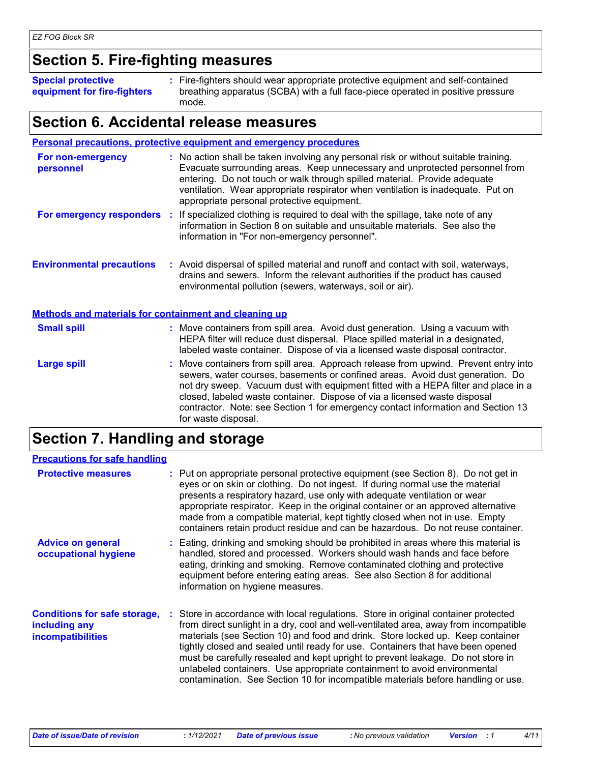## Section 5. Fire-fighting measures

**Special protective equipment for fire-fighters** : Fire-fighters should wear appropriate protective equipment and self-contained breathing apparatus (SCBA) with a full face-piece operated in positive pressure mode.

## Section 6. Accidental release measures

### Personal precautions, protective equipment and emergency procedures

**For non-emergency personnel** : No action shall be taken involving any personal risk or without suitable training. Evacuate surrounding areas. Keep unnecessary and unprotected personnel from entering. Do not touch or walk through spilled material. Provide adequate ventilation. Wear appropriate respirator when ventilation is inadequate. Put on appropriate personal protective equipment.

**For emergency responders** : If specialized clothing is required to deal with the spillage, take note of any information in Section 8 on suitable and unsuitable materials. See also the information in "For non-emergency personnel".

**Environmental precautions** : Avoid dispersal of spilled material and runoff and contact with soil, waterways, drains and sewers. Inform the relevant authorities if the product has caused environmental pollution (sewers, waterways, soil or air).

### Methods and materials for containment and cleaning up

**Small spill** : Move containers from spill area. Avoid dust generation. Using a vacuum with HEPA filter will reduce dust dispersal. Place spilled material in a designated, labeled waste container. Dispose of via a licensed waste disposal contractor.

**Large spill** : Move containers from spill area. Approach release from upwind. Prevent entry into sewers, water courses, basements or confined areas. Avoid dust generation. Do not dry sweep. Vacuum dust with equipment fitted with a HEPA filter and place in a closed, labeled waste container. Dispose of via a licensed waste disposal contractor. Note: see Section 1 for emergency contact information and Section 13 for waste disposal.

## Section 7. Handling and storage

### Precautions for safe handling

**Protective measures** : Put on appropriate personal protective equipment (see Section 8). Do not get in eyes or on skin or clothing. Do not ingest. If during normal use the material presents a respiratory hazard, use only with adequate ventilation or wear appropriate respirator. Keep in the original container or an approved alternative made from a compatible material, kept tightly closed when not in use. Empty containers retain product residue and can be hazardous. Do not reuse container.

**Advice on general occupational hygiene** : Eating, drinking and smoking should be prohibited in areas where this material is handled, stored and processed. Workers should wash hands and face before eating, drinking and smoking. Remove contaminated clothing and protective equipment before entering eating areas. See also Section 8 for additional information on hygiene measures.

**Conditions for safe storage, including any incompatibilities** : Store in accordance with local regulations. Store in original container protected from direct sunlight in a dry, cool and well-ventilated area, away from incompatible materials (see Section 10) and food and drink. Store locked up. Keep container tightly closed and sealed until ready for use. Containers that have been opened must be carefully resealed and kept upright to prevent leakage. Do not store in unlabeled containers. Use appropriate containment to avoid environmental contamination. See Section 10 for incompatible materials before handling or use.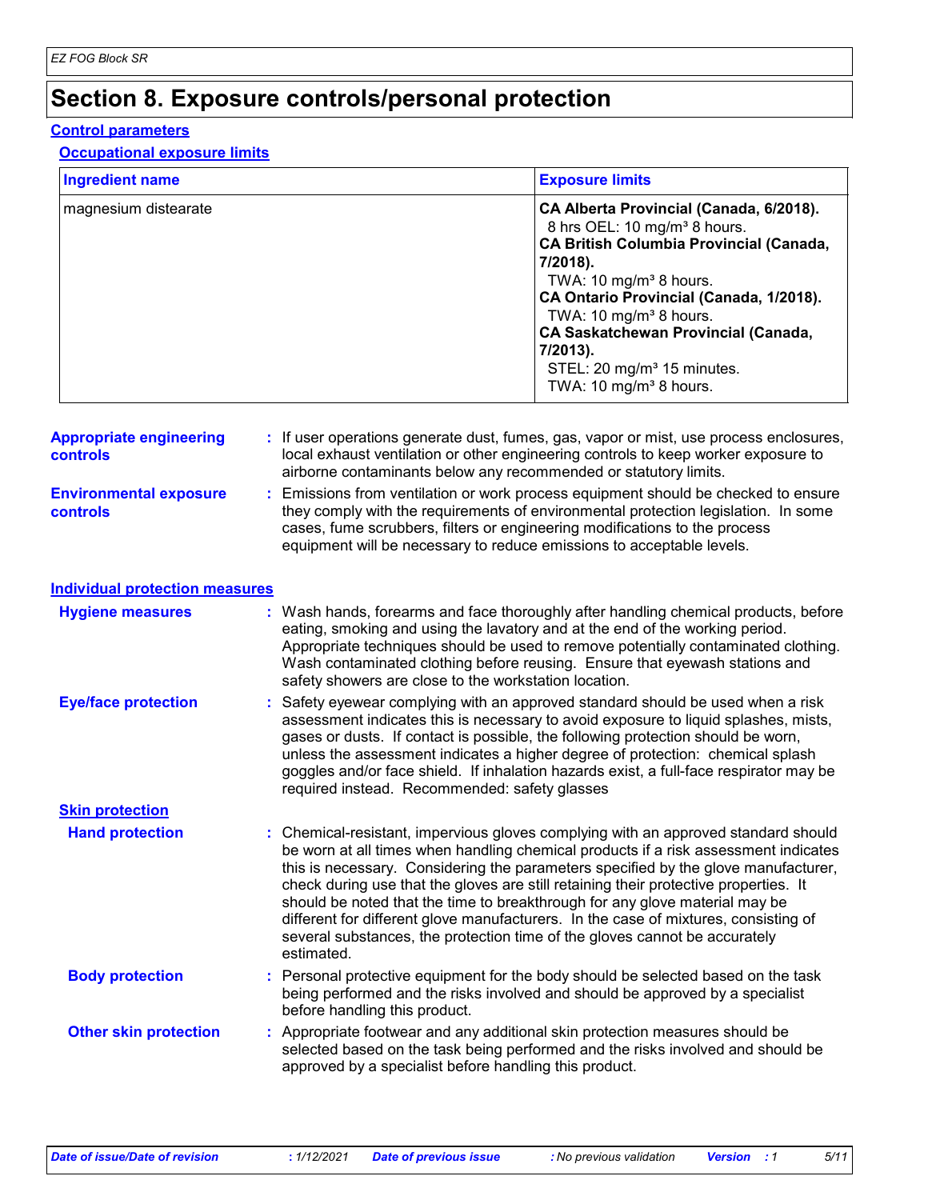# Section 8. Exposure controls/personal protection

## Control parameters

### Occupational exposure limits

| Ingredient name | Exposure limits |
| --- | --- |
| magnesium distearate | **CA Alberta Provincial (Canada, 6/2018).**<br>8 hrs OEL: 10 mg/m³ 8 hours.<br>**CA British Columbia Provincial (Canada, 7/2018).**<br>TWA: 10 mg/m³ 8 hours.<br>**CA Ontario Provincial (Canada, 1/2018).**<br>TWA: 10 mg/m³ 8 hours.<br>**CA Saskatchewan Provincial (Canada, 7/2013).**<br>STEL: 20 mg/m³ 15 minutes.<br>TWA: 10 mg/m³ 8 hours. |

**Appropriate engineering controls** : If user operations generate dust, fumes, gas, vapor or mist, use process enclosures, local exhaust ventilation or other engineering controls to keep worker exposure to airborne contaminants below any recommended or statutory limits.

**Environmental exposure controls** : Emissions from ventilation or work process equipment should be checked to ensure they comply with the requirements of environmental protection legislation. In some cases, fume scrubbers, filters or engineering modifications to the process equipment will be necessary to reduce emissions to acceptable levels.

## Individual protection measures

**Hygiene measures** : Wash hands, forearms and face thoroughly after handling chemical products, before eating, smoking and using the lavatory and at the end of the working period. Appropriate techniques should be used to remove potentially contaminated clothing. Wash contaminated clothing before reusing. Ensure that eyewash stations and safety showers are close to the workstation location.

**Eye/face protection** : Safety eyewear complying with an approved standard should be used when a risk assessment indicates this is necessary to avoid exposure to liquid splashes, mists, gases or dusts. If contact is possible, the following protection should be worn, unless the assessment indicates a higher degree of protection: chemical splash goggles and/or face shield. If inhalation hazards exist, a full-face respirator may be required instead. Recommended: safety glasses

### Skin protection

**Hand protection** : Chemical-resistant, impervious gloves complying with an approved standard should be worn at all times when handling chemical products if a risk assessment indicates this is necessary. Considering the parameters specified by the glove manufacturer, check during use that the gloves are still retaining their protective properties. It should be noted that the time to breakthrough for any glove material may be different for different glove manufacturers. In the case of mixtures, consisting of several substances, the protection time of the gloves cannot be accurately estimated.

**Body protection** : Personal protective equipment for the body should be selected based on the task being performed and the risks involved and should be approved by a specialist before handling this product.

**Other skin protection** : Appropriate footwear and any additional skin protection measures should be selected based on the task being performed and the risks involved and should be approved by a specialist before handling this product.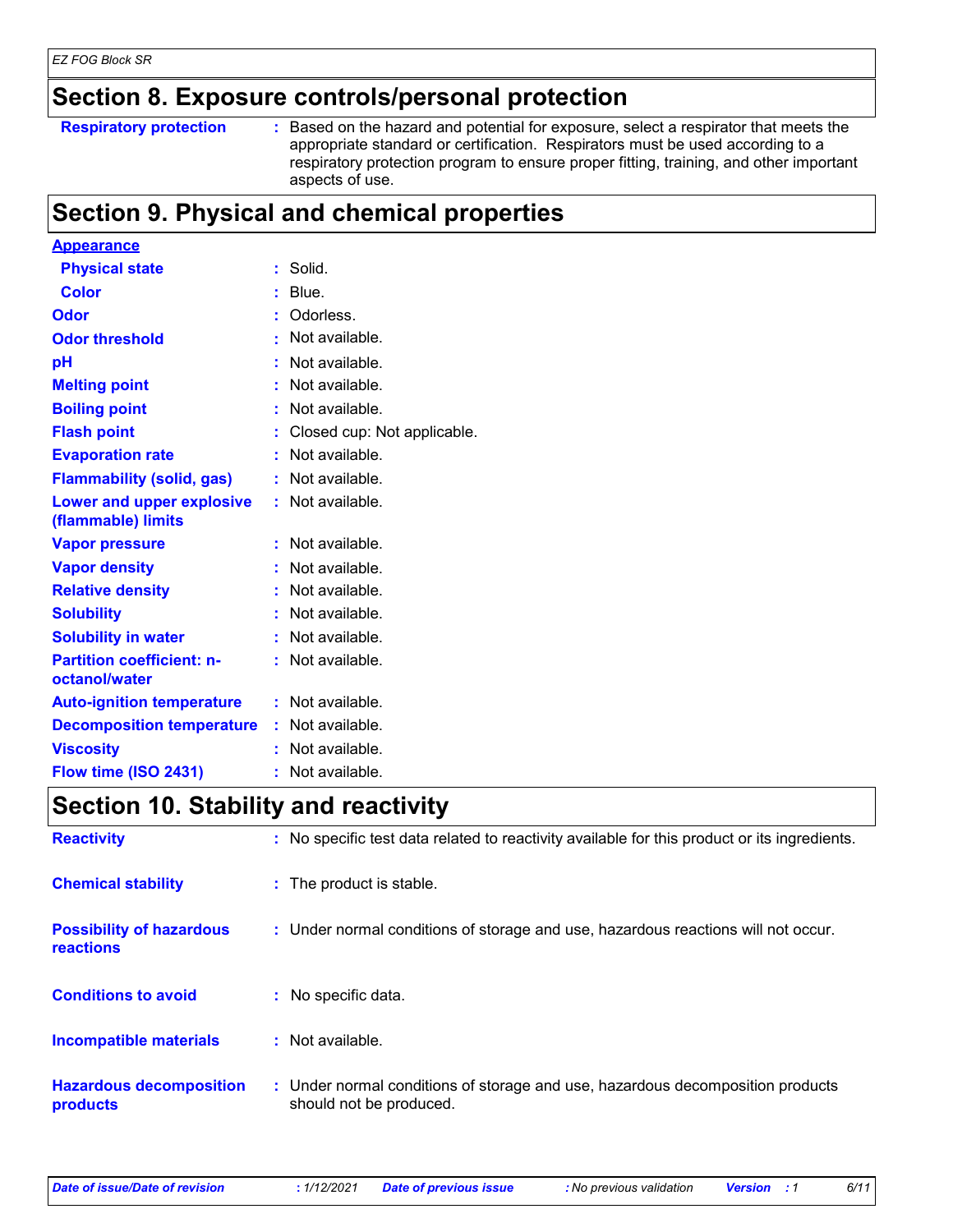## Section 8. Exposure controls/personal protection

| | |
|---|---|
| **Respiratory protection** | : Based on the hazard and potential for exposure, select a respirator that meets the appropriate standard or certification. Respirators must be used according to a respiratory protection program to ensure proper fitting, training, and other important aspects of use. |

## Section 9. Physical and chemical properties

| | |
|---|---|
| **Appearance** | |
| **Physical state** | : Solid. |
| **Color** | : Blue. |
| **Odor** | : Odorless. |
| **Odor threshold** | : Not available. |
| **pH** | : Not available. |
| **Melting point** | : Not available. |
| **Boiling point** | : Not available. |
| **Flash point** | : Closed cup: Not applicable. |
| **Evaporation rate** | : Not available. |
| **Flammability (solid, gas)** | : Not available. |
| **Lower and upper explosive (flammable) limits** | : Not available. |
| **Vapor pressure** | : Not available. |
| **Vapor density** | : Not available. |
| **Relative density** | : Not available. |
| **Solubility** | : Not available. |
| **Solubility in water** | : Not available. |
| **Partition coefficient: n-octanol/water** | : Not available. |
| **Auto-ignition temperature** | : Not available. |
| **Decomposition temperature** | : Not available. |
| **Viscosity** | : Not available. |
| **Flow time (ISO 2431)** | : Not available. |

## Section 10. Stability and reactivity

| | |
|---|---|
| **Reactivity** | : No specific test data related to reactivity available for this product or its ingredients. |
| **Chemical stability** | : The product is stable. |
| **Possibility of hazardous reactions** | : Under normal conditions of storage and use, hazardous reactions will not occur. |
| **Conditions to avoid** | : No specific data. |
| **Incompatible materials** | : Not available. |
| **Hazardous decomposition products** | : Under normal conditions of storage and use, hazardous decomposition products should not be produced. |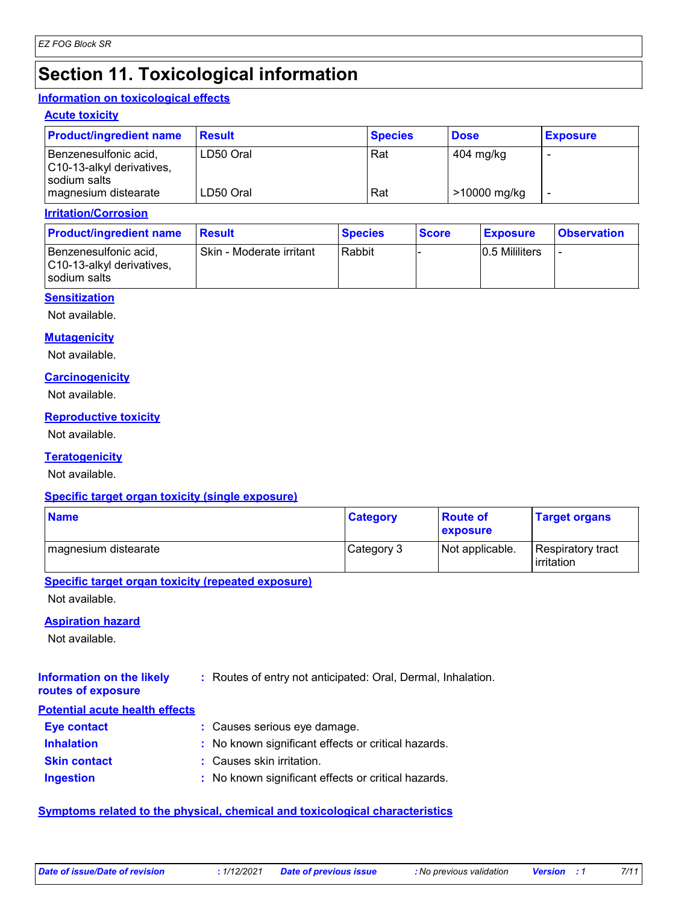# Section 11. Toxicological information

## Information on toxicological effects

### Acute toxicity

| Product/ingredient name | Result | Species | Dose | Exposure |
|---|---|---|---|---|
| Benzenesulfonic acid, C10-13-alkyl derivatives, sodium salts | LD50 Oral | Rat | 404 mg/kg | - |
| magnesium distearate | LD50 Oral | Rat | >10000 mg/kg | - |

### Irritation/Corrosion

| Product/ingredient name | Result | Species | Score | Exposure | Observation |
|---|---|---|---|---|---|
| Benzenesulfonic acid, C10-13-alkyl derivatives, sodium salts | Skin - Moderate irritant | Rabbit | - | 0.5 Mililiters | - |

### Sensitization

Not available.

### Mutagenicity

Not available.

### Carcinogenicity

Not available.

### Reproductive toxicity

Not available.

### Teratogenicity

Not available.

### Specific target organ toxicity (single exposure)

| Name | Category | Route of exposure | Target organs |
|---|---|---|---|
| magnesium distearate | Category 3 | Not applicable. | Respiratory tract irritation |

### Specific target organ toxicity (repeated exposure)

Not available.

### Aspiration hazard

Not available.

**Information on the likely routes of exposure** : Routes of entry not anticipated: Oral, Dermal, Inhalation.

### Potential acute health effects

**Eye contact** : Causes serious eye damage.

**Inhalation** : No known significant effects or critical hazards.

**Skin contact** : Causes skin irritation.

**Ingestion** : No known significant effects or critical hazards.

## Symptoms related to the physical, chemical and toxicological characteristics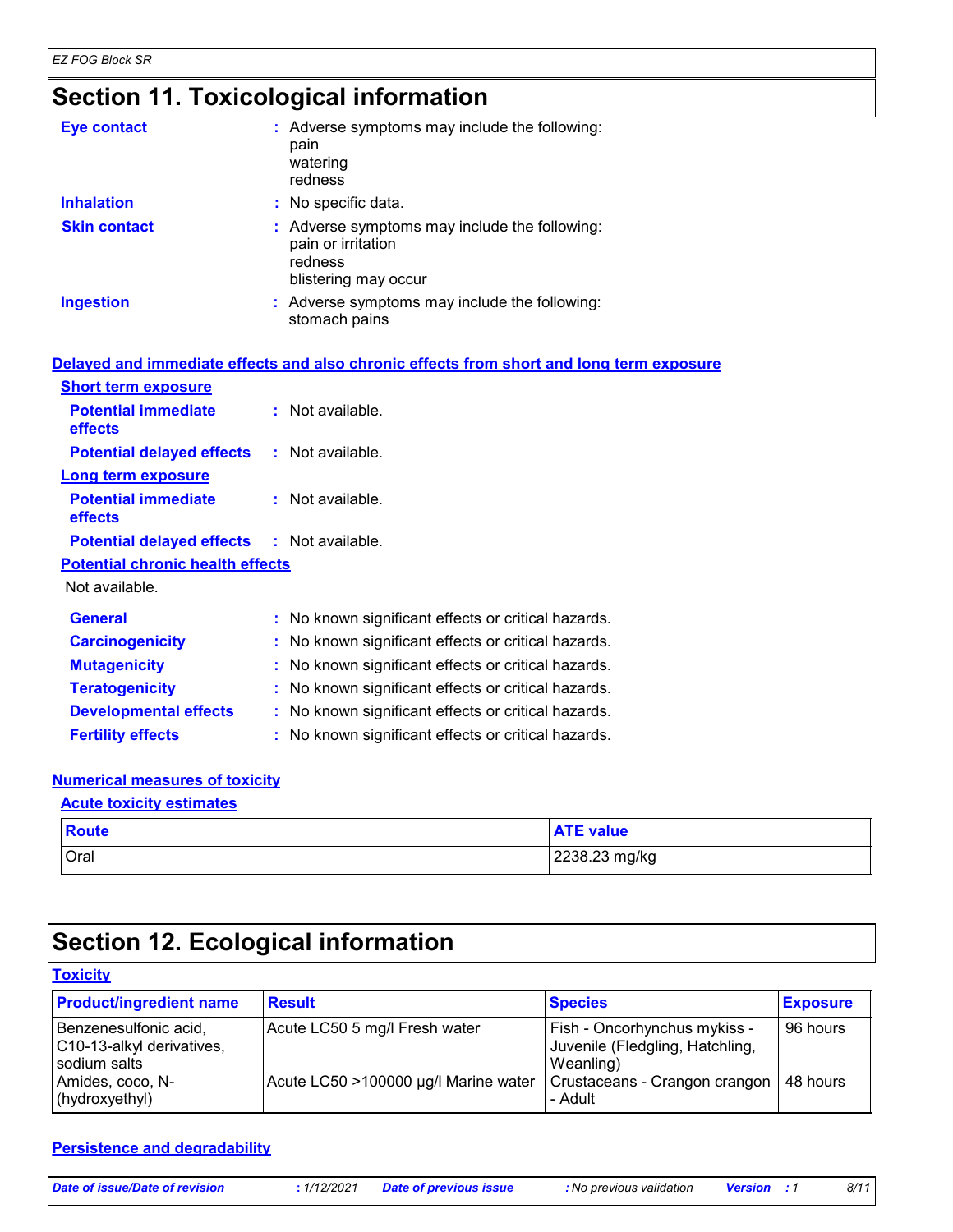# Section 11. Toxicological information

**Eye contact** : Adverse symptoms may include the following:
pain
watering
redness

**Inhalation** : No specific data.

**Skin contact** : Adverse symptoms may include the following:
pain or irritation
redness
blistering may occur

**Ingestion** : Adverse symptoms may include the following:
stomach pains

## Delayed and immediate effects and also chronic effects from short and long term exposure

### Short term exposure

**Potential immediate effects** : Not available.

**Potential delayed effects** : Not available.

### Long term exposure

**Potential immediate effects** : Not available.

**Potential delayed effects** : Not available.

### Potential chronic health effects

Not available.

**General** : No known significant effects or critical hazards.

**Carcinogenicity** : No known significant effects or critical hazards.

**Mutagenicity** : No known significant effects or critical hazards.

**Teratogenicity** : No known significant effects or critical hazards.

**Developmental effects** : No known significant effects or critical hazards.

**Fertility effects** : No known significant effects or critical hazards.

## Numerical measures of toxicity

### Acute toxicity estimates

| Route | ATE value |
|---|---|
| Oral | 2238.23 mg/kg |

# Section 12. Ecological information

## Toxicity

| Product/ingredient name | Result | Species | Exposure |
|---|---|---|---|
| Benzenesulfonic acid, C10-13-alkyl derivatives, sodium salts | Acute LC50 5 mg/l Fresh water | Fish - Oncorhynchus mykiss - Juvenile (Fledgling, Hatchling, Weanling) | 96 hours |
| Amides, coco, N-(hydroxyethyl) | Acute LC50 >100000 µg/l Marine water | Crustaceans - Crangon crangon - Adult | 48 hours |

## Persistence and degradability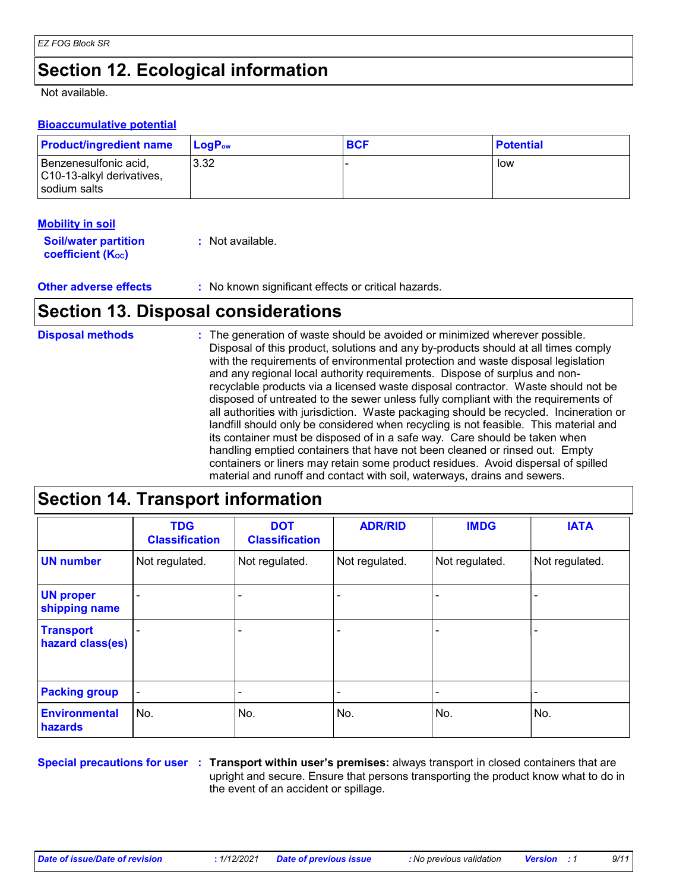## Section 12. Ecological information

Not available.

### Bioaccumulative potential

| Product/ingredient name | $LogP_{ow}$ | BCF | Potential |
|---|---|---|---|
| Benzenesulfonic acid, C10-13-alkyl derivatives, sodium salts | 3.32 | - | low |

### Mobility in soil

**Soil/water partition coefficient ($K_{OC}$)** : Not available.

**Other adverse effects** : No known significant effects or critical hazards.

## Section 13. Disposal considerations

**Disposal methods** : The generation of waste should be avoided or minimized wherever possible. Disposal of this product, solutions and any by-products should at all times comply with the requirements of environmental protection and waste disposal legislation and any regional local authority requirements. Dispose of surplus and non-recyclable products via a licensed waste disposal contractor. Waste should not be disposed of untreated to the sewer unless fully compliant with the requirements of all authorities with jurisdiction. Waste packaging should be recycled. Incineration or landfill should only be considered when recycling is not feasible. This material and its container must be disposed of in a safe way. Care should be taken when handling emptied containers that have not been cleaned or rinsed out. Empty containers or liners may retain some product residues. Avoid dispersal of spilled material and runoff and contact with soil, waterways, drains and sewers.

## Section 14. Transport information

| | TDG Classification | DOT Classification | ADR/RID | IMDG | IATA |
|---|---|---|---|---|---|
| UN number | Not regulated. | Not regulated. | Not regulated. | Not regulated. | Not regulated. |
| UN proper shipping name | - | - | - | - | - |
| Transport hazard class(es) | - | - | - | - | - |
| Packing group | - | - | - | - | - |
| Environmental hazards | No. | No. | No. | No. | No. |

**Special precautions for user** : **Transport within user's premises:** always transport in closed containers that are upright and secure. Ensure that persons transporting the product know what to do in the event of an accident or spillage.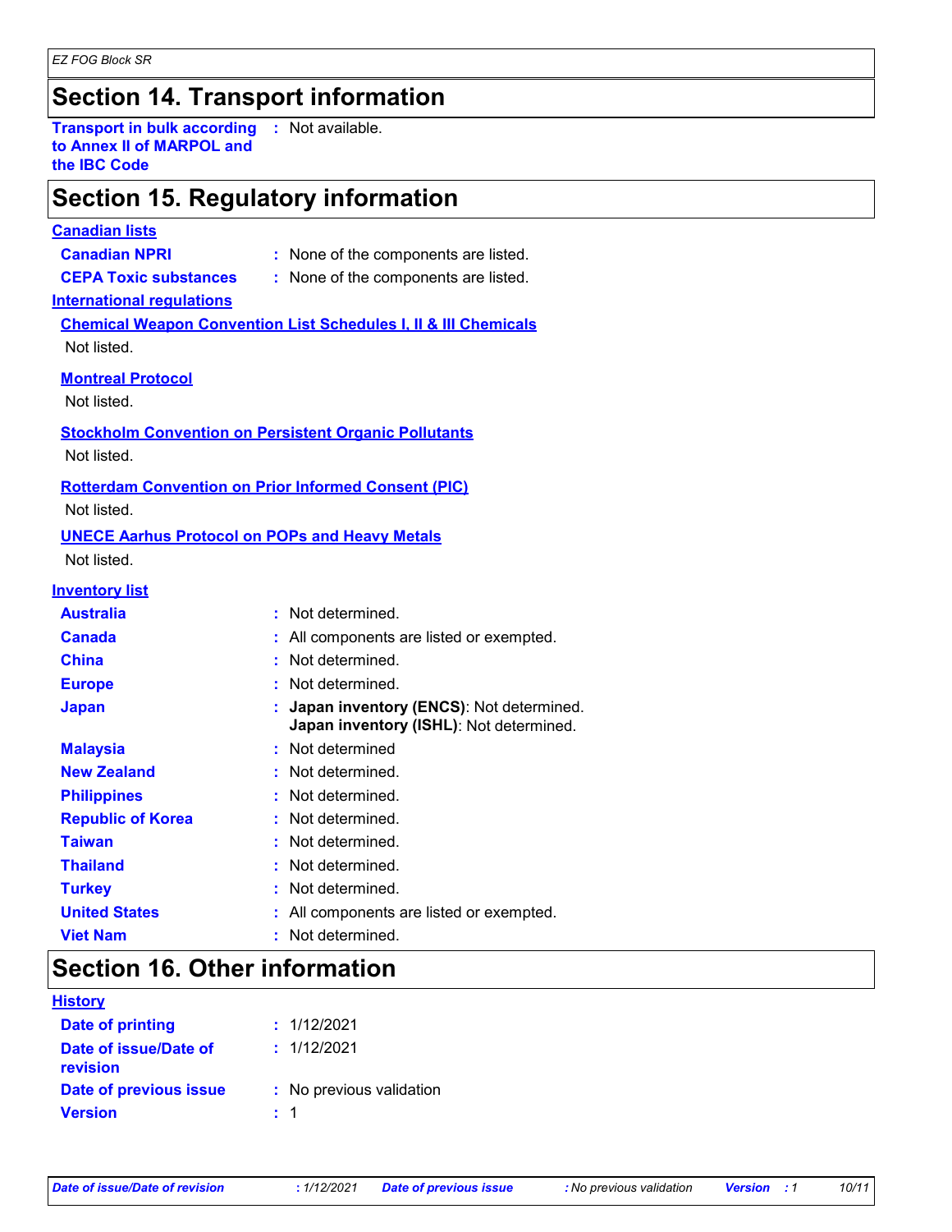## Section 14. Transport information

**Transport in bulk according to Annex II of MARPOL and the IBC Code** : Not available.

## Section 15. Regulatory information

**Canadian lists**

**Canadian NPRI** : None of the components are listed.

**CEPA Toxic substances** : None of the components are listed.

**International regulations**

**Chemical Weapon Convention List Schedules I, II & III Chemicals**

Not listed.

**Montreal Protocol**

Not listed.

**Stockholm Convention on Persistent Organic Pollutants**

Not listed.

**Rotterdam Convention on Prior Informed Consent (PIC)**

Not listed.

**UNECE Aarhus Protocol on POPs and Heavy Metals**

Not listed.

**Inventory list**

**Australia** : Not determined.

**Canada** : All components are listed or exempted.

**China** : Not determined.

**Europe** : Not determined.

**Japan** : **Japan inventory (ENCS)**: Not determined.
**Japan inventory (ISHL)**: Not determined.

**Malaysia** : Not determined

**New Zealand** : Not determined.

**Philippines** : Not determined.

**Republic of Korea** : Not determined.

**Taiwan** : Not determined.

**Thailand** : Not determined.

**Turkey** : Not determined.

**United States** : All components are listed or exempted.

**Viet Nam** : Not determined.

## Section 16. Other information

**History**

**Date of printing** : 1/12/2021

**Date of issue/Date of revision** : 1/12/2021

**Date of previous issue** : No previous validation

**Version** : 1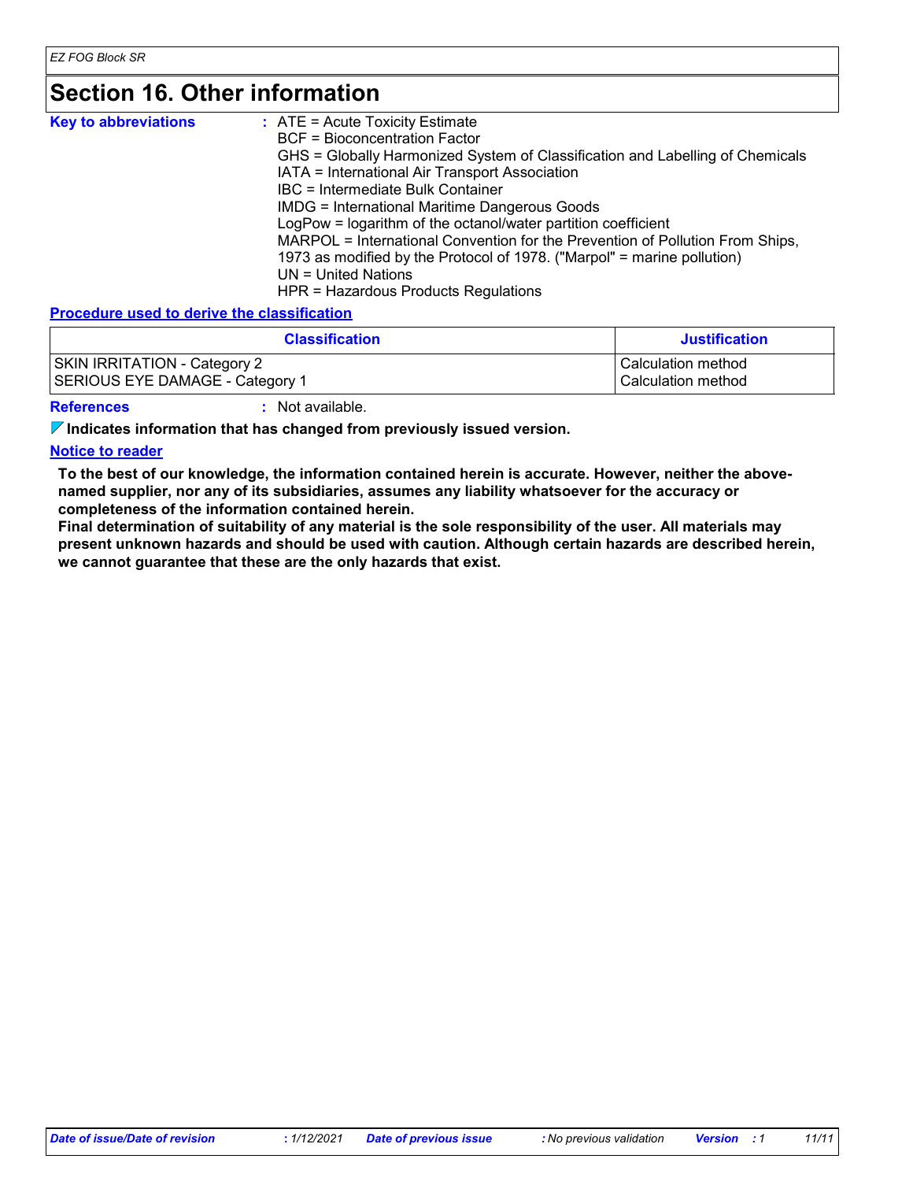# Section 16. Other information

**Key to abbreviations** : ATE = Acute Toxicity Estimate
BCF = Bioconcentration Factor
GHS = Globally Harmonized System of Classification and Labelling of Chemicals
IATA = International Air Transport Association
IBC = Intermediate Bulk Container
IMDG = International Maritime Dangerous Goods
LogPow = logarithm of the octanol/water partition coefficient
MARPOL = International Convention for the Prevention of Pollution From Ships, 1973 as modified by the Protocol of 1978. ("Marpol" = marine pollution)
UN = United Nations
HPR = Hazardous Products Regulations

**Procedure used to derive the classification**

| Classification | Justification |
|---|---|
| SKIN IRRITATION - Category 2 | Calculation method |
| SERIOUS EYE DAMAGE - Category 1 | Calculation method |

**References** : Not available.

**Indicates information that has changed from previously issued version.**

**Notice to reader**

**To the best of our knowledge, the information contained herein is accurate. However, neither the above-named supplier, nor any of its subsidiaries, assumes any liability whatsoever for the accuracy or completeness of the information contained herein.**
**Final determination of suitability of any material is the sole responsibility of the user. All materials may present unknown hazards and should be used with caution. Although certain hazards are described herein, we cannot guarantee that these are the only hazards that exist.**